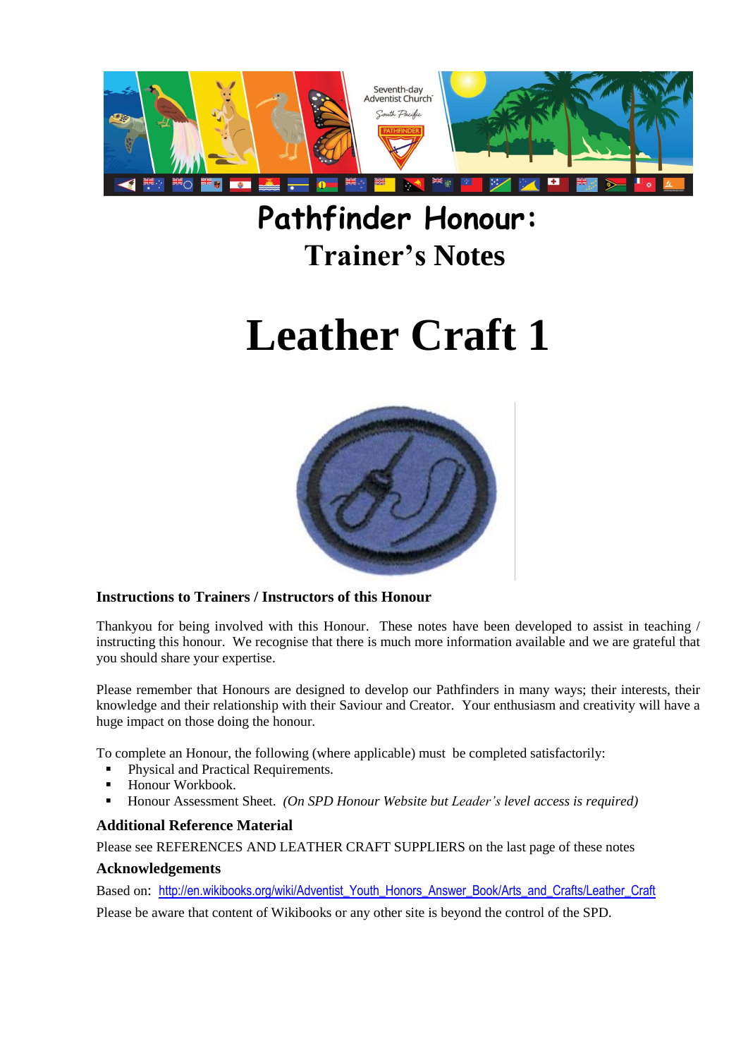# Pathfinder Honour:

## Trainer's Notes

# Leather Craft 1

### Instructions to Trainers / Instructors of this Honour

Thankyou for being involved with this Honour. These notes have been developed to assist in teaching / instructing this honour. We recognise that there is much more information available and we are grateful that you should share your expertise.

Please remember that Honours are designed to develop our Pathfinders in many ways; their interests, their knowledge and their relationship with their Saviour and Creator. Your enthusiasm and creativity will have a huge impact on those doing the honour.

To complete an Honour, the following (where applicable) must be completed satisfactorily:

- Physical and Practical Requirements.
- Honour Workbook.
- Honour Assessment Sheet. *(On SPD Honour Website but Leader's level access is required)*

### Additional Reference Material

Please see REFERENCES AND LEATHER CRAFT SUPPLIERS on the last page of these notes

### Acknowledgements

Based on: http://en.wikibooks.org/wiki/Adventist_Youth_Honors_Answer_Book/Arts_and_Crafts/Leather_Craft

Please be aware that content of Wikibooks or any other site is beyond the control of the SPD.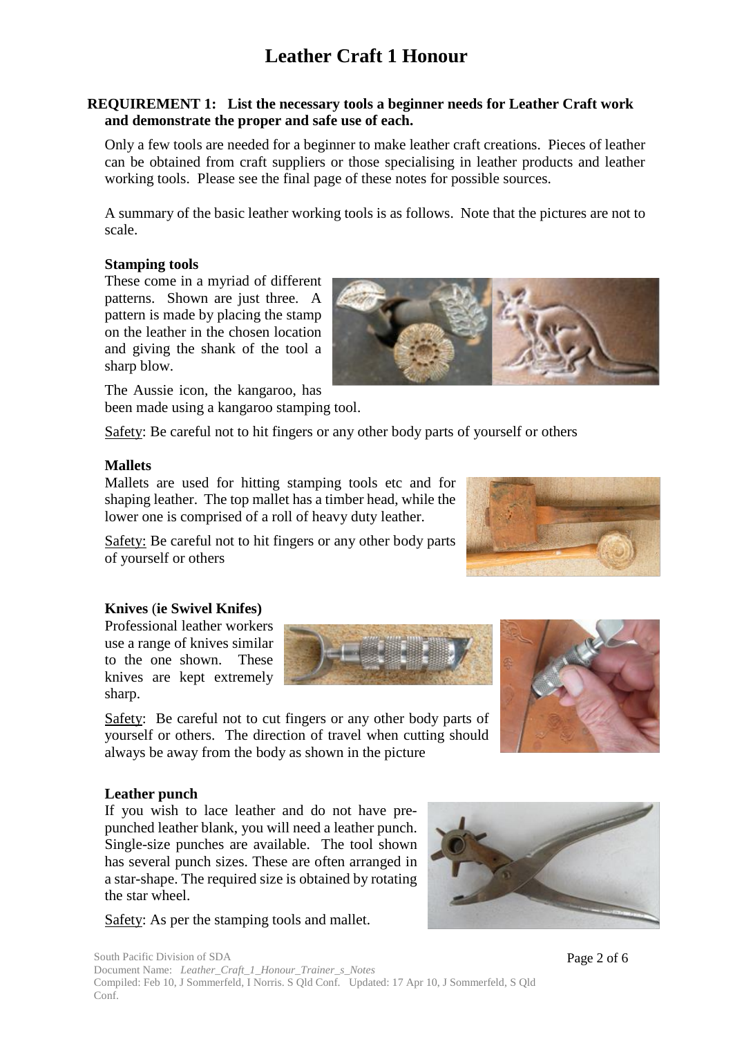# Leather Craft 1 Honour

**REQUIREMENT 1: List the necessary tools a beginner needs for Leather Craft work and demonstrate the proper and safe use of each.**

Only a few tools are needed for a beginner to make leather craft creations. Pieces of leather can be obtained from craft suppliers or those specialising in leather products and leather working tools. Please see the final page of these notes for possible sources.

A summary of the basic leather working tools is as follows. Note that the pictures are not to scale.

**Stamping tools**

These come in a myriad of different patterns. Shown are just three. A pattern is made by placing the stamp on the leather in the chosen location and giving the shank of the tool a sharp blow.

The Aussie icon, the kangaroo, has been made using a kangaroo stamping tool.

Safety: Be careful not to hit fingers or any other body parts of yourself or others

**Mallets**

Mallets are used for hitting stamping tools etc and for shaping leather. The top mallet has a timber head, while the lower one is comprised of a roll of heavy duty leather.

Safety: Be careful not to hit fingers or any other body parts of yourself or others

**Knives (ie Swivel Knifes)**

Professional leather workers use a range of knives similar to the one shown. These knives are kept extremely sharp.

Safety: Be careful not to cut fingers or any other body parts of yourself or others. The direction of travel when cutting should always be away from the body as shown in the picture

**Leather punch**

If you wish to lace leather and do not have pre-punched leather blank, you will need a leather punch. Single-size punches are available. The tool shown has several punch sizes. These are often arranged in a star-shape. The required size is obtained by rotating the star wheel.

Safety: As per the stamping tools and mallet.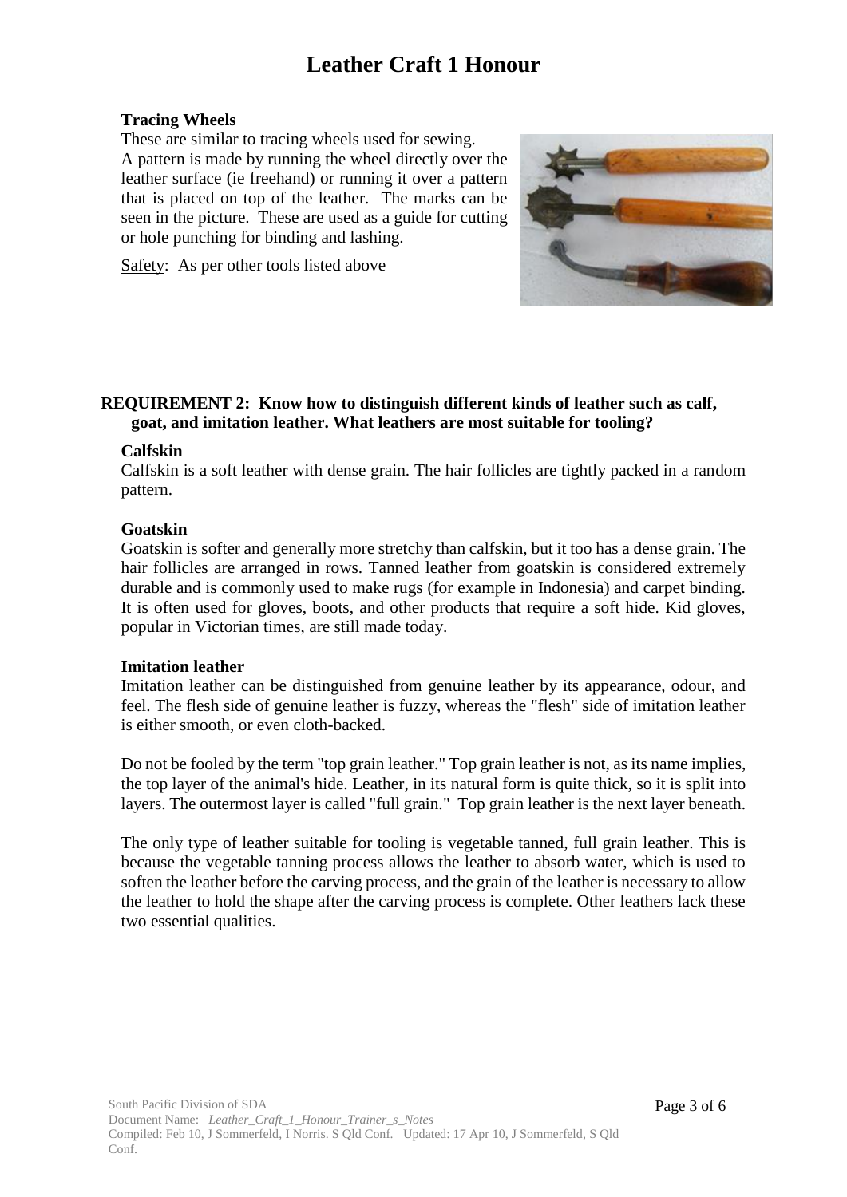### Tracing Wheels

These are similar to tracing wheels used for sewing.
A pattern is made by running the wheel directly over the leather surface (ie freehand) or running it over a pattern that is placed on top of the leather. The marks can be seen in the picture. These are used as a guide for cutting or hole punching for binding and lashing.

Safety: As per other tools listed above

## REQUIREMENT 2: Know how to distinguish different kinds of leather such as calf, goat, and imitation leather. What leathers are most suitable for tooling?

### Calfskin

Calfskin is a soft leather with dense grain. The hair follicles are tightly packed in a random pattern.

### Goatskin

Goatskin is softer and generally more stretchy than calfskin, but it too has a dense grain. The hair follicles are arranged in rows. Tanned leather from goatskin is considered extremely durable and is commonly used to make rugs (for example in Indonesia) and carpet binding. It is often used for gloves, boots, and other products that require a soft hide. Kid gloves, popular in Victorian times, are still made today.

### Imitation leather

Imitation leather can be distinguished from genuine leather by its appearance, odour, and feel. The flesh side of genuine leather is fuzzy, whereas the "flesh" side of imitation leather is either smooth, or even cloth-backed.

Do not be fooled by the term "top grain leather." Top grain leather is not, as its name implies, the top layer of the animal's hide. Leather, in its natural form is quite thick, so it is split into layers. The outermost layer is called "full grain." Top grain leather is the next layer beneath.

The only type of leather suitable for tooling is vegetable tanned, full grain leather. This is because the vegetable tanning process allows the leather to absorb water, which is used to soften the leather before the carving process, and the grain of the leather is necessary to allow the leather to hold the shape after the carving process is complete. Other leathers lack these two essential qualities.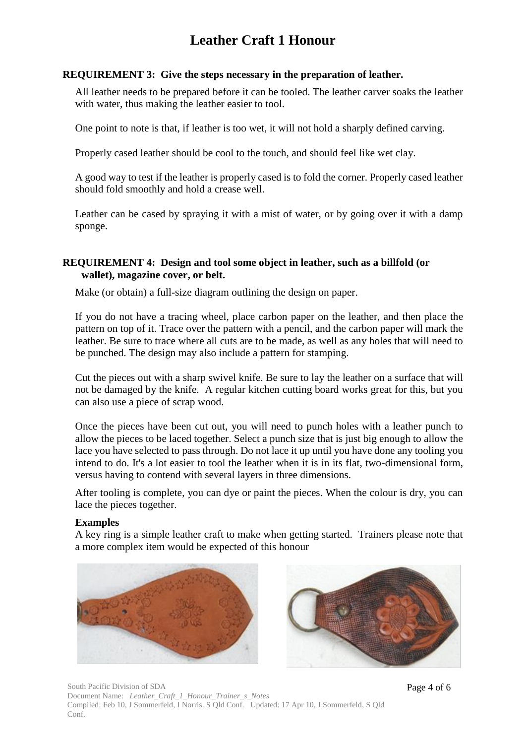# Leather Craft 1 Honour

**REQUIREMENT 3: Give the steps necessary in the preparation of leather.**

All leather needs to be prepared before it can be tooled. The leather carver soaks the leather with water, thus making the leather easier to tool.

One point to note is that, if leather is too wet, it will not hold a sharply defined carving.

Properly cased leather should be cool to the touch, and should feel like wet clay.

A good way to test if the leather is properly cased is to fold the corner. Properly cased leather should fold smoothly and hold a crease well.

Leather can be cased by spraying it with a mist of water, or by going over it with a damp sponge.

**REQUIREMENT 4: Design and tool some object in leather, such as a billfold (or wallet), magazine cover, or belt.**

Make (or obtain) a full-size diagram outlining the design on paper.

If you do not have a tracing wheel, place carbon paper on the leather, and then place the pattern on top of it. Trace over the pattern with a pencil, and the carbon paper will mark the leather. Be sure to trace where all cuts are to be made, as well as any holes that will need to be punched. The design may also include a pattern for stamping.

Cut the pieces out with a sharp swivel knife. Be sure to lay the leather on a surface that will not be damaged by the knife. A regular kitchen cutting board works great for this, but you can also use a piece of scrap wood.

Once the pieces have been cut out, you will need to punch holes with a leather punch to allow the pieces to be laced together. Select a punch size that is just big enough to allow the lace you have selected to pass through. Do not lace it up until you have done any tooling you intend to do. It's a lot easier to tool the leather when it is in its flat, two-dimensional form, versus having to contend with several layers in three dimensions.

After tooling is complete, you can dye or paint the pieces. When the colour is dry, you can lace the pieces together.

**Examples**

A key ring is a simple leather craft to make when getting started. Trainers please note that a more complex item would be expected of this honour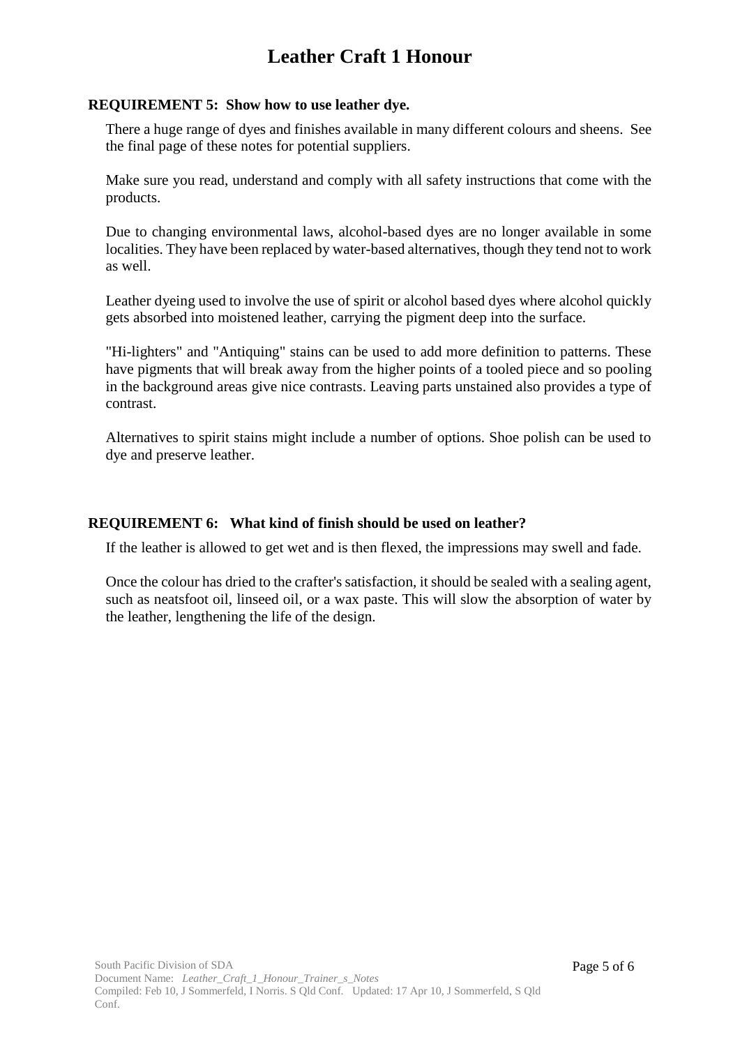# Leather Craft 1 Honour

**REQUIREMENT 5: Show how to use leather dye.**

There a huge range of dyes and finishes available in many different colours and sheens. See the final page of these notes for potential suppliers.

Make sure you read, understand and comply with all safety instructions that come with the products.

Due to changing environmental laws, alcohol-based dyes are no longer available in some localities. They have been replaced by water-based alternatives, though they tend not to work as well.

Leather dyeing used to involve the use of spirit or alcohol based dyes where alcohol quickly gets absorbed into moistened leather, carrying the pigment deep into the surface.

"Hi-lighters" and "Antiquing" stains can be used to add more definition to patterns. These have pigments that will break away from the higher points of a tooled piece and so pooling in the background areas give nice contrasts. Leaving parts unstained also provides a type of contrast.

Alternatives to spirit stains might include a number of options. Shoe polish can be used to dye and preserve leather.

**REQUIREMENT 6: What kind of finish should be used on leather?**

If the leather is allowed to get wet and is then flexed, the impressions may swell and fade.

Once the colour has dried to the crafter's satisfaction, it should be sealed with a sealing agent, such as neatsfoot oil, linseed oil, or a wax paste. This will slow the absorption of water by the leather, lengthening the life of the design.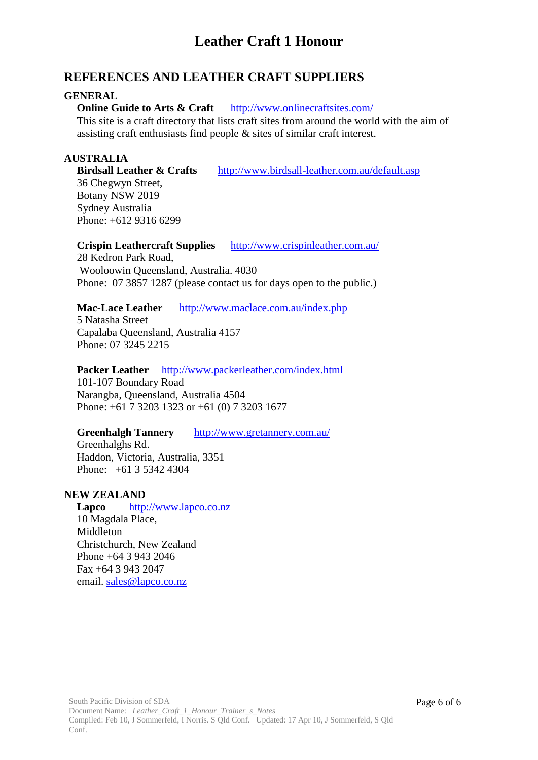# Leather Craft 1 Honour

## REFERENCES AND LEATHER CRAFT SUPPLIERS

### GENERAL

**Online Guide to Arts & Craft** http://www.onlinecraftsites.com/
This site is a craft directory that lists craft sites from around the world with the aim of assisting craft enthusiasts find people & sites of similar craft interest.

### AUSTRALIA

**Birdsall Leather & Crafts** http://www.birdsall-leather.com.au/default.asp
36 Chegwyn Street,
Botany NSW 2019
Sydney Australia
Phone: +612 9316 6299

**Crispin Leathercraft Supplies** http://www.crispinleather.com.au/
28 Kedron Park Road,
Wooloowin Queensland, Australia. 4030
Phone: 07 3857 1287 (please contact us for days open to the public.)

**Mac-Lace Leather** http://www.maclace.com.au/index.php
5 Natasha Street
Capalaba Queensland, Australia 4157
Phone: 07 3245 2215

**Packer Leather** http://www.packerleather.com/index.html
101-107 Boundary Road
Narangba, Queensland, Australia 4504
Phone: +61 7 3203 1323 or +61 (0) 7 3203 1677

**Greenhalgh Tannery** http://www.gretannery.com.au/
Greenhalghs Rd.
Haddon, Victoria, Australia, 3351
Phone: +61 3 5342 4304

### NEW ZEALAND

**Lapco** http://www.lapco.co.nz
10 Magdala Place,
Middleton
Christchurch, New Zealand
Phone +64 3 943 2046
Fax +64 3 943 2047
email. sales@lapco.co.nz